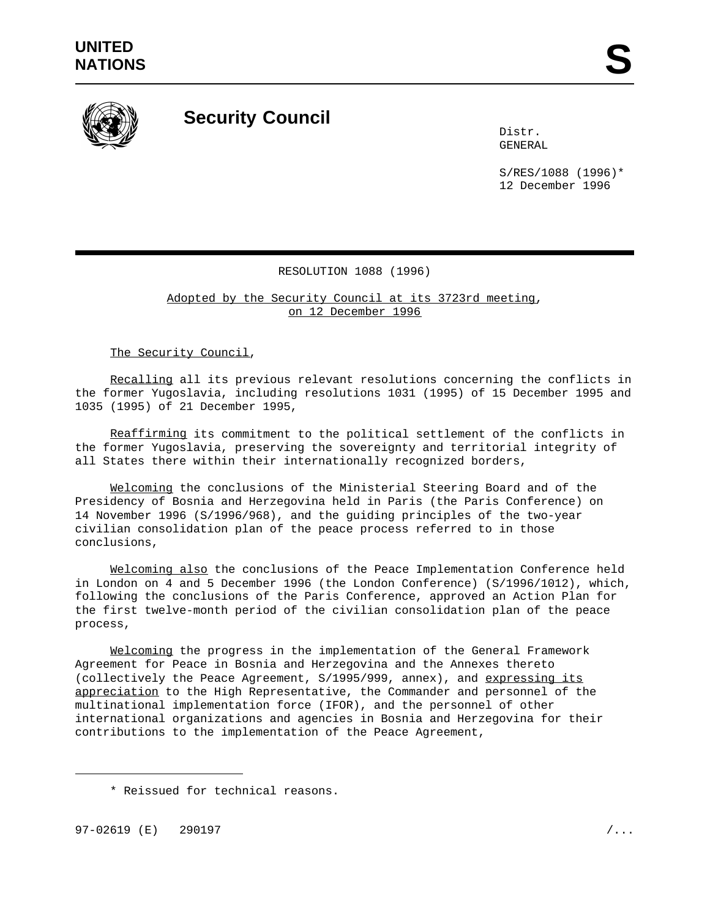UNITED NATIONS

**S**

# Security Council

Distr.
GENERAL

S/RES/1088 (1996)*
12 December 1996

RESOLUTION 1088 (1996)

Adopted by the Security Council at its 3723rd meeting, on 12 December 1996

The Security Council,

Recalling all its previous relevant resolutions concerning the conflicts in the former Yugoslavia, including resolutions 1031 (1995) of 15 December 1995 and 1035 (1995) of 21 December 1995,

Reaffirming its commitment to the political settlement of the conflicts in the former Yugoslavia, preserving the sovereignty and territorial integrity of all States there within their internationally recognized borders,

Welcoming the conclusions of the Ministerial Steering Board and of the Presidency of Bosnia and Herzegovina held in Paris (the Paris Conference) on 14 November 1996 (S/1996/968), and the guiding principles of the two-year civilian consolidation plan of the peace process referred to in those conclusions,

Welcoming also the conclusions of the Peace Implementation Conference held in London on 4 and 5 December 1996 (the London Conference) (S/1996/1012), which, following the conclusions of the Paris Conference, approved an Action Plan for the first twelve-month period of the civilian consolidation plan of the peace process,

Welcoming the progress in the implementation of the General Framework Agreement for Peace in Bosnia and Herzegovina and the Annexes thereto (collectively the Peace Agreement, S/1995/999, annex), and expressing its appreciation to the High Representative, the Commander and personnel of the multinational implementation force (IFOR), and the personnel of other international organizations and agencies in Bosnia and Herzegovina for their contributions to the implementation of the Peace Agreement,

* Reissued for technical reasons.

97-02619 (E) 290197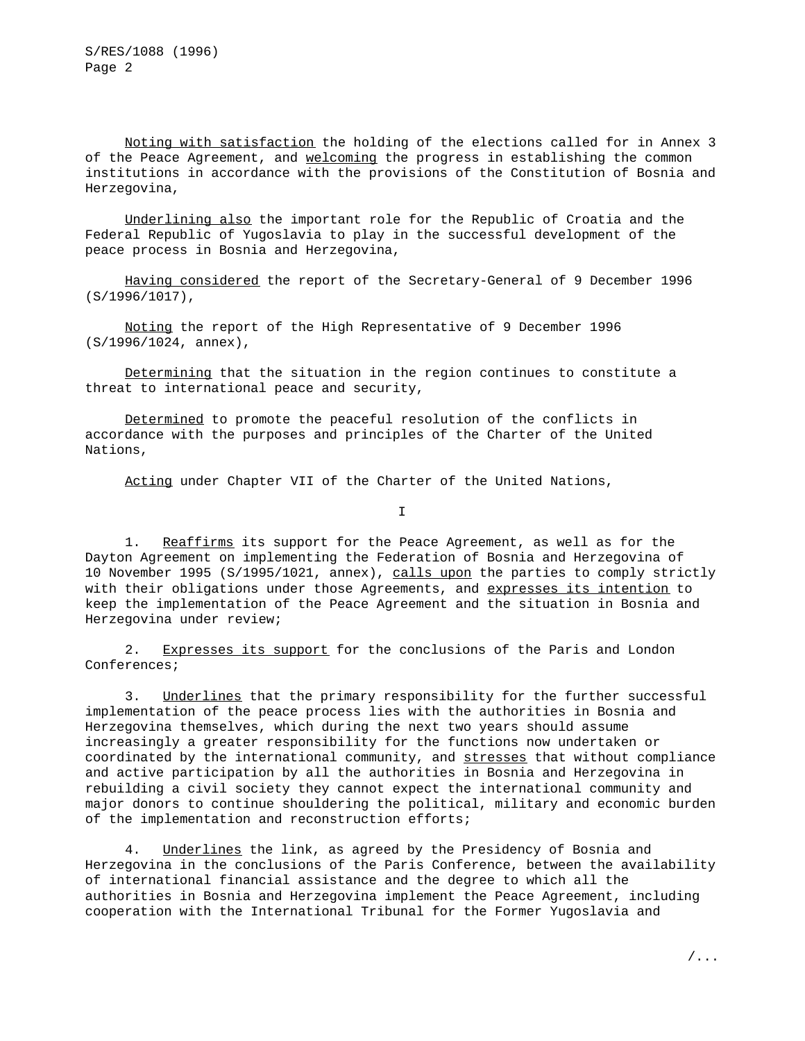_Noting with satisfaction_ the holding of the elections called for in Annex 3 of the Peace Agreement, and _welcoming_ the progress in establishing the common institutions in accordance with the provisions of the Constitution of Bosnia and Herzegovina,

_Underlining also_ the important role for the Republic of Croatia and the Federal Republic of Yugoslavia to play in the successful development of the peace process in Bosnia and Herzegovina,

_Having considered_ the report of the Secretary-General of 9 December 1996 (S/1996/1017),

_Noting_ the report of the High Representative of 9 December 1996 (S/1996/1024, annex),

_Determining_ that the situation in the region continues to constitute a threat to international peace and security,

_Determined_ to promote the peaceful resolution of the conflicts in accordance with the purposes and principles of the Charter of the United Nations,

_Acting_ under Chapter VII of the Charter of the United Nations,

## I

1. _Reaffirms_ its support for the Peace Agreement, as well as for the Dayton Agreement on implementing the Federation of Bosnia and Herzegovina of 10 November 1995 (S/1995/1021, annex), _calls upon_ the parties to comply strictly with their obligations under those Agreements, and _expresses its intention_ to keep the implementation of the Peace Agreement and the situation in Bosnia and Herzegovina under review;

2. _Expresses its support_ for the conclusions of the Paris and London Conferences;

3. _Underlines_ that the primary responsibility for the further successful implementation of the peace process lies with the authorities in Bosnia and Herzegovina themselves, which during the next two years should assume increasingly a greater responsibility for the functions now undertaken or coordinated by the international community, and _stresses_ that without compliance and active participation by all the authorities in Bosnia and Herzegovina in rebuilding a civil society they cannot expect the international community and major donors to continue shouldering the political, military and economic burden of the implementation and reconstruction efforts;

4. _Underlines_ the link, as agreed by the Presidency of Bosnia and Herzegovina in the conclusions of the Paris Conference, between the availability of international financial assistance and the degree to which all the authorities in Bosnia and Herzegovina implement the Peace Agreement, including cooperation with the International Tribunal for the Former Yugoslavia and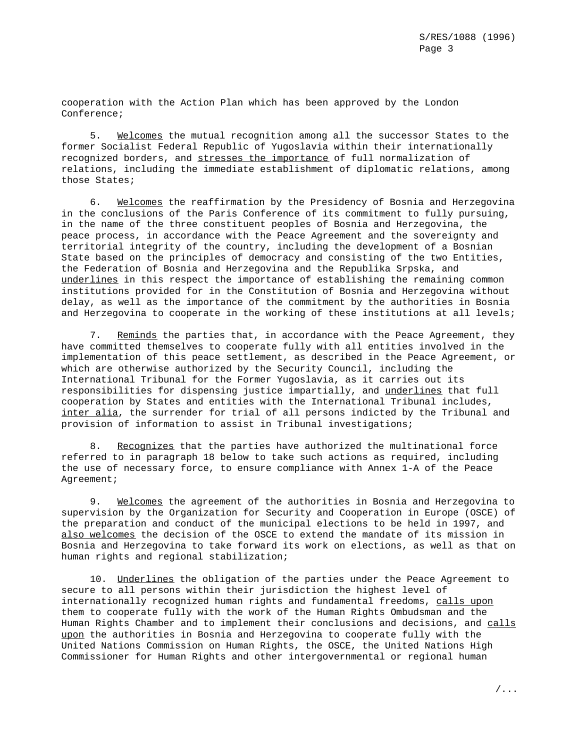cooperation with the Action Plan which has been approved by the London Conference;

5. *Welcomes* the mutual recognition among all the successor States to the former Socialist Federal Republic of Yugoslavia within their internationally recognized borders, and *stresses the importance* of full normalization of relations, including the immediate establishment of diplomatic relations, among those States;

6. *Welcomes* the reaffirmation by the Presidency of Bosnia and Herzegovina in the conclusions of the Paris Conference of its commitment to fully pursuing, in the name of the three constituent peoples of Bosnia and Herzegovina, the peace process, in accordance with the Peace Agreement and the sovereignty and territorial integrity of the country, including the development of a Bosnian State based on the principles of democracy and consisting of the two Entities, the Federation of Bosnia and Herzegovina and the Republika Srpska, and *underlines* in this respect the importance of establishing the remaining common institutions provided for in the Constitution of Bosnia and Herzegovina without delay, as well as the importance of the commitment by the authorities in Bosnia and Herzegovina to cooperate in the working of these institutions at all levels;

7. *Reminds* the parties that, in accordance with the Peace Agreement, they have committed themselves to cooperate fully with all entities involved in the implementation of this peace settlement, as described in the Peace Agreement, or which are otherwise authorized by the Security Council, including the International Tribunal for the Former Yugoslavia, as it carries out its responsibilities for dispensing justice impartially, and *underlines* that full cooperation by States and entities with the International Tribunal includes, *inter alia*, the surrender for trial of all persons indicted by the Tribunal and provision of information to assist in Tribunal investigations;

8. *Recognizes* that the parties have authorized the multinational force referred to in paragraph 18 below to take such actions as required, including the use of necessary force, to ensure compliance with Annex 1-A of the Peace Agreement;

9. *Welcomes* the agreement of the authorities in Bosnia and Herzegovina to supervision by the Organization for Security and Cooperation in Europe (OSCE) of the preparation and conduct of the municipal elections to be held in 1997, and *also welcomes* the decision of the OSCE to extend the mandate of its mission in Bosnia and Herzegovina to take forward its work on elections, as well as that on human rights and regional stabilization;

10. *Underlines* the obligation of the parties under the Peace Agreement to secure to all persons within their jurisdiction the highest level of internationally recognized human rights and fundamental freedoms, *calls upon* them to cooperate fully with the work of the Human Rights Ombudsman and the Human Rights Chamber and to implement their conclusions and decisions, and *calls upon* the authorities in Bosnia and Herzegovina to cooperate fully with the United Nations Commission on Human Rights, the OSCE, the United Nations High Commissioner for Human Rights and other intergovernmental or regional human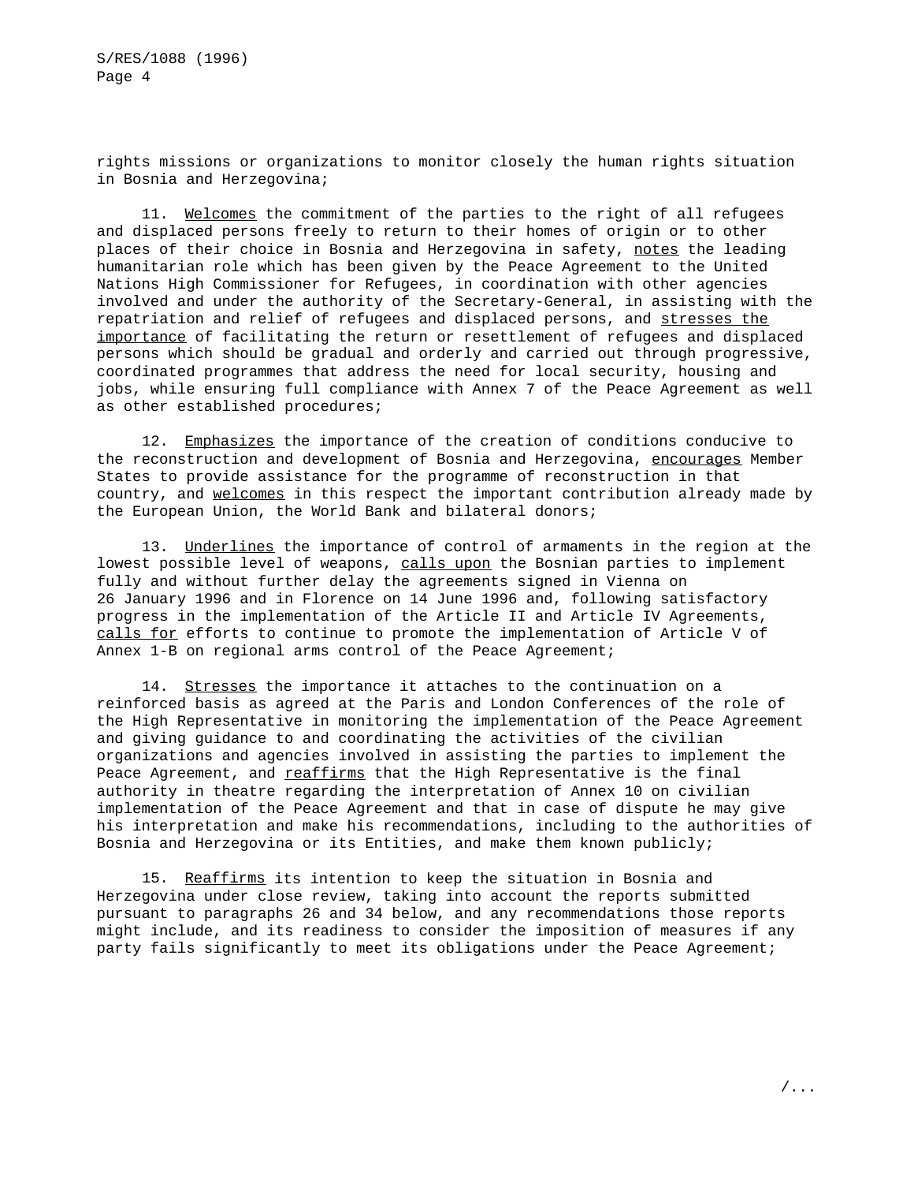rights missions or organizations to monitor closely the human rights situation in Bosnia and Herzegovina;

11. _Welcomes_ the commitment of the parties to the right of all refugees and displaced persons freely to return to their homes of origin or to other places of their choice in Bosnia and Herzegovina in safety, _notes_ the leading humanitarian role which has been given by the Peace Agreement to the United Nations High Commissioner for Refugees, in coordination with other agencies involved and under the authority of the Secretary-General, in assisting with the repatriation and relief of refugees and displaced persons, and _stresses the importance_ of facilitating the return or resettlement of refugees and displaced persons which should be gradual and orderly and carried out through progressive, coordinated programmes that address the need for local security, housing and jobs, while ensuring full compliance with Annex 7 of the Peace Agreement as well as other established procedures;

12. _Emphasizes_ the importance of the creation of conditions conducive to the reconstruction and development of Bosnia and Herzegovina, _encourages_ Member States to provide assistance for the programme of reconstruction in that country, and _welcomes_ in this respect the important contribution already made by the European Union, the World Bank and bilateral donors;

13. _Underlines_ the importance of control of armaments in the region at the lowest possible level of weapons, _calls upon_ the Bosnian parties to implement fully and without further delay the agreements signed in Vienna on 26 January 1996 and in Florence on 14 June 1996 and, following satisfactory progress in the implementation of the Article II and Article IV Agreements, _calls for_ efforts to continue to promote the implementation of Article V of Annex 1-B on regional arms control of the Peace Agreement;

14. _Stresses_ the importance it attaches to the continuation on a reinforced basis as agreed at the Paris and London Conferences of the role of the High Representative in monitoring the implementation of the Peace Agreement and giving guidance to and coordinating the activities of the civilian organizations and agencies involved in assisting the parties to implement the Peace Agreement, and _reaffirms_ that the High Representative is the final authority in theatre regarding the interpretation of Annex 10 on civilian implementation of the Peace Agreement and that in case of dispute he may give his interpretation and make his recommendations, including to the authorities of Bosnia and Herzegovina or its Entities, and make them known publicly;

15. _Reaffirms_ its intention to keep the situation in Bosnia and Herzegovina under close review, taking into account the reports submitted pursuant to paragraphs 26 and 34 below, and any recommendations those reports might include, and its readiness to consider the imposition of measures if any party fails significantly to meet its obligations under the Peace Agreement;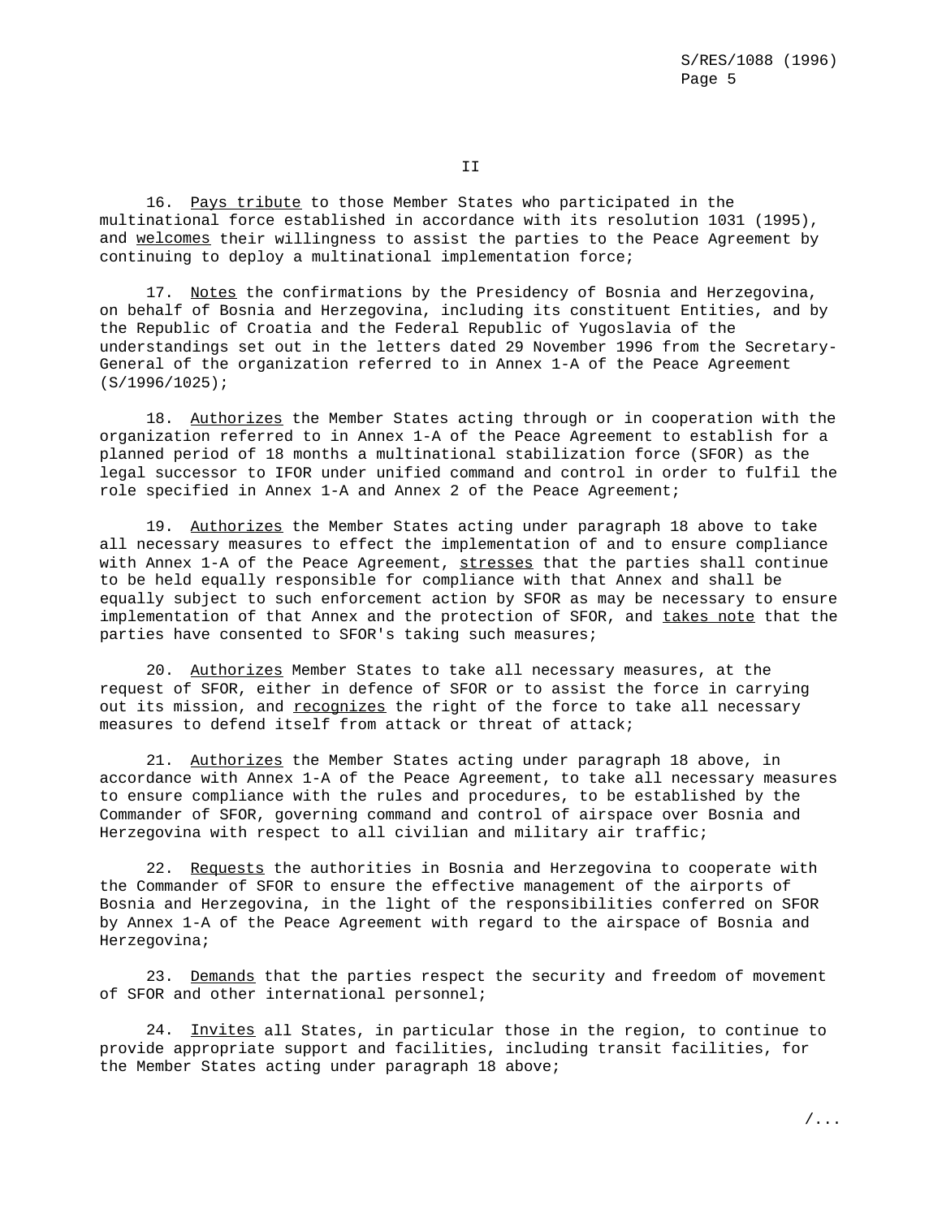II

16. Pays tribute to those Member States who participated in the multinational force established in accordance with its resolution 1031 (1995), and welcomes their willingness to assist the parties to the Peace Agreement by continuing to deploy a multinational implementation force;

17. Notes the confirmations by the Presidency of Bosnia and Herzegovina, on behalf of Bosnia and Herzegovina, including its constituent Entities, and by the Republic of Croatia and the Federal Republic of Yugoslavia of the understandings set out in the letters dated 29 November 1996 from the Secretary-General of the organization referred to in Annex 1-A of the Peace Agreement (S/1996/1025);

18. Authorizes the Member States acting through or in cooperation with the organization referred to in Annex 1-A of the Peace Agreement to establish for a planned period of 18 months a multinational stabilization force (SFOR) as the legal successor to IFOR under unified command and control in order to fulfil the role specified in Annex 1-A and Annex 2 of the Peace Agreement;

19. Authorizes the Member States acting under paragraph 18 above to take all necessary measures to effect the implementation of and to ensure compliance with Annex 1-A of the Peace Agreement, stresses that the parties shall continue to be held equally responsible for compliance with that Annex and shall be equally subject to such enforcement action by SFOR as may be necessary to ensure implementation of that Annex and the protection of SFOR, and takes note that the parties have consented to SFOR's taking such measures;

20. Authorizes Member States to take all necessary measures, at the request of SFOR, either in defence of SFOR or to assist the force in carrying out its mission, and recognizes the right of the force to take all necessary measures to defend itself from attack or threat of attack;

21. Authorizes the Member States acting under paragraph 18 above, in accordance with Annex 1-A of the Peace Agreement, to take all necessary measures to ensure compliance with the rules and procedures, to be established by the Commander of SFOR, governing command and control of airspace over Bosnia and Herzegovina with respect to all civilian and military air traffic;

22. Requests the authorities in Bosnia and Herzegovina to cooperate with the Commander of SFOR to ensure the effective management of the airports of Bosnia and Herzegovina, in the light of the responsibilities conferred on SFOR by Annex 1-A of the Peace Agreement with regard to the airspace of Bosnia and Herzegovina;

23. Demands that the parties respect the security and freedom of movement of SFOR and other international personnel;

24. Invites all States, in particular those in the region, to continue to provide appropriate support and facilities, including transit facilities, for the Member States acting under paragraph 18 above;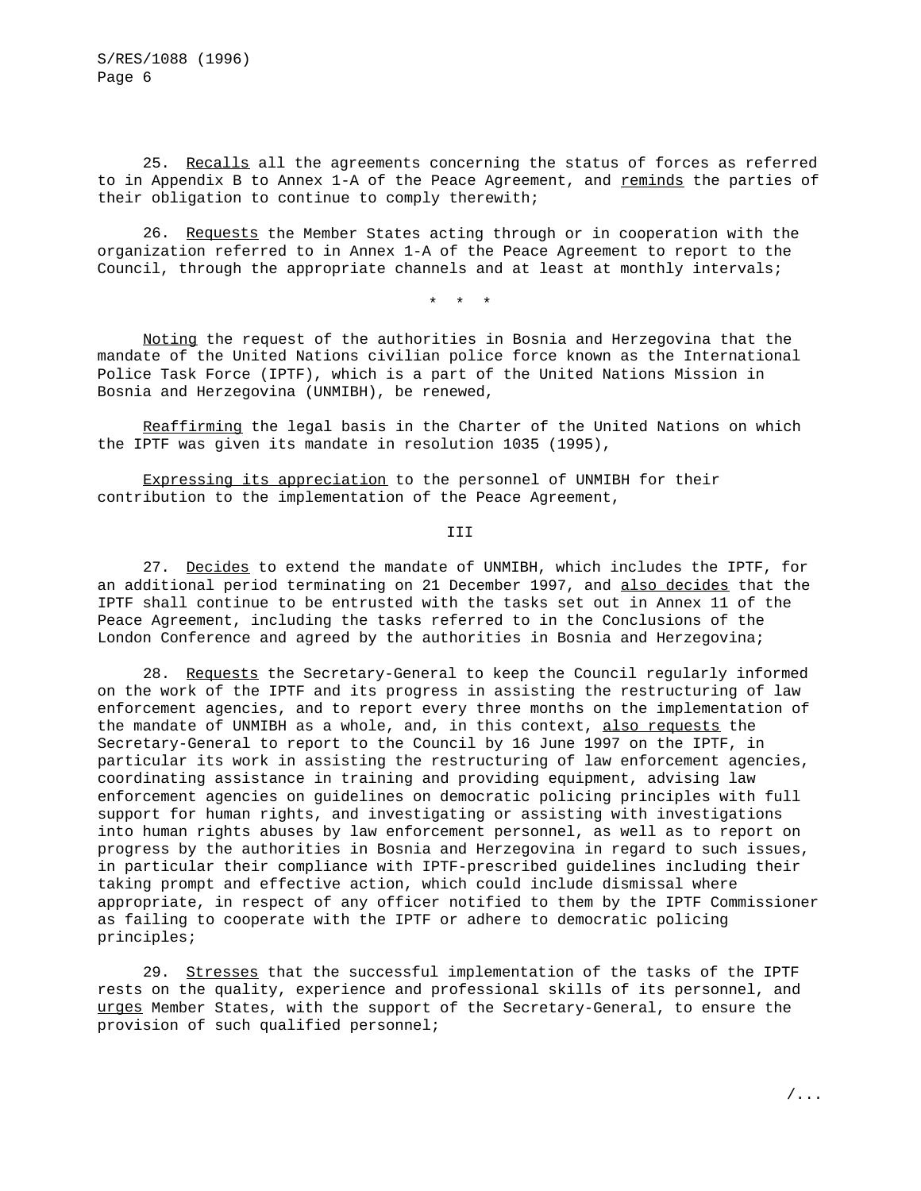25. _Recalls_ all the agreements concerning the status of forces as referred to in Appendix B to Annex 1-A of the Peace Agreement, and _reminds_ the parties of their obligation to continue to comply therewith;

26. _Requests_ the Member States acting through or in cooperation with the organization referred to in Annex 1-A of the Peace Agreement to report to the Council, through the appropriate channels and at least at monthly intervals;

\* \* \*

_Noting_ the request of the authorities in Bosnia and Herzegovina that the mandate of the United Nations civilian police force known as the International Police Task Force (IPTF), which is a part of the United Nations Mission in Bosnia and Herzegovina (UNMIBH), be renewed,

_Reaffirming_ the legal basis in the Charter of the United Nations on which the IPTF was given its mandate in resolution 1035 (1995),

_Expressing its appreciation_ to the personnel of UNMIBH for their contribution to the implementation of the Peace Agreement,

III

27. _Decides_ to extend the mandate of UNMIBH, which includes the IPTF, for an additional period terminating on 21 December 1997, and _also decides_ that the IPTF shall continue to be entrusted with the tasks set out in Annex 11 of the Peace Agreement, including the tasks referred to in the Conclusions of the London Conference and agreed by the authorities in Bosnia and Herzegovina;

28. _Requests_ the Secretary-General to keep the Council regularly informed on the work of the IPTF and its progress in assisting the restructuring of law enforcement agencies, and to report every three months on the implementation of the mandate of UNMIBH as a whole, and, in this context, _also requests_ the Secretary-General to report to the Council by 16 June 1997 on the IPTF, in particular its work in assisting the restructuring of law enforcement agencies, coordinating assistance in training and providing equipment, advising law enforcement agencies on guidelines on democratic policing principles with full support for human rights, and investigating or assisting with investigations into human rights abuses by law enforcement personnel, as well as to report on progress by the authorities in Bosnia and Herzegovina in regard to such issues, in particular their compliance with IPTF-prescribed guidelines including their taking prompt and effective action, which could include dismissal where appropriate, in respect of any officer notified to them by the IPTF Commissioner as failing to cooperate with the IPTF or adhere to democratic policing principles;

29. _Stresses_ that the successful implementation of the tasks of the IPTF rests on the quality, experience and professional skills of its personnel, and _urges_ Member States, with the support of the Secretary-General, to ensure the provision of such qualified personnel;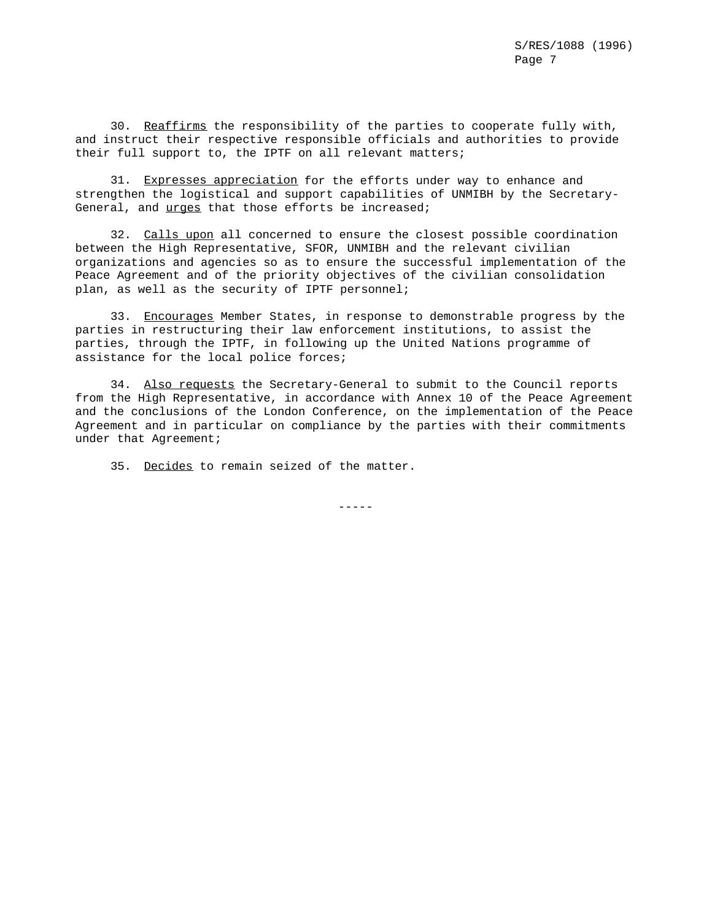30. _Reaffirms_ the responsibility of the parties to cooperate fully with, and instruct their respective responsible officials and authorities to provide their full support to, the IPTF on all relevant matters;

31. _Expresses appreciation_ for the efforts under way to enhance and strengthen the logistical and support capabilities of UNMIBH by the Secretary-General, and _urges_ that those efforts be increased;

32. _Calls upon_ all concerned to ensure the closest possible coordination between the High Representative, SFOR, UNMIBH and the relevant civilian organizations and agencies so as to ensure the successful implementation of the Peace Agreement and of the priority objectives of the civilian consolidation plan, as well as the security of IPTF personnel;

33. _Encourages_ Member States, in response to demonstrable progress by the parties in restructuring their law enforcement institutions, to assist the parties, through the IPTF, in following up the United Nations programme of assistance for the local police forces;

34. _Also requests_ the Secretary-General to submit to the Council reports from the High Representative, in accordance with Annex 10 of the Peace Agreement and the conclusions of the London Conference, on the implementation of the Peace Agreement and in particular on compliance by the parties with their commitments under that Agreement;

35. _Decides_ to remain seized of the matter.

-----